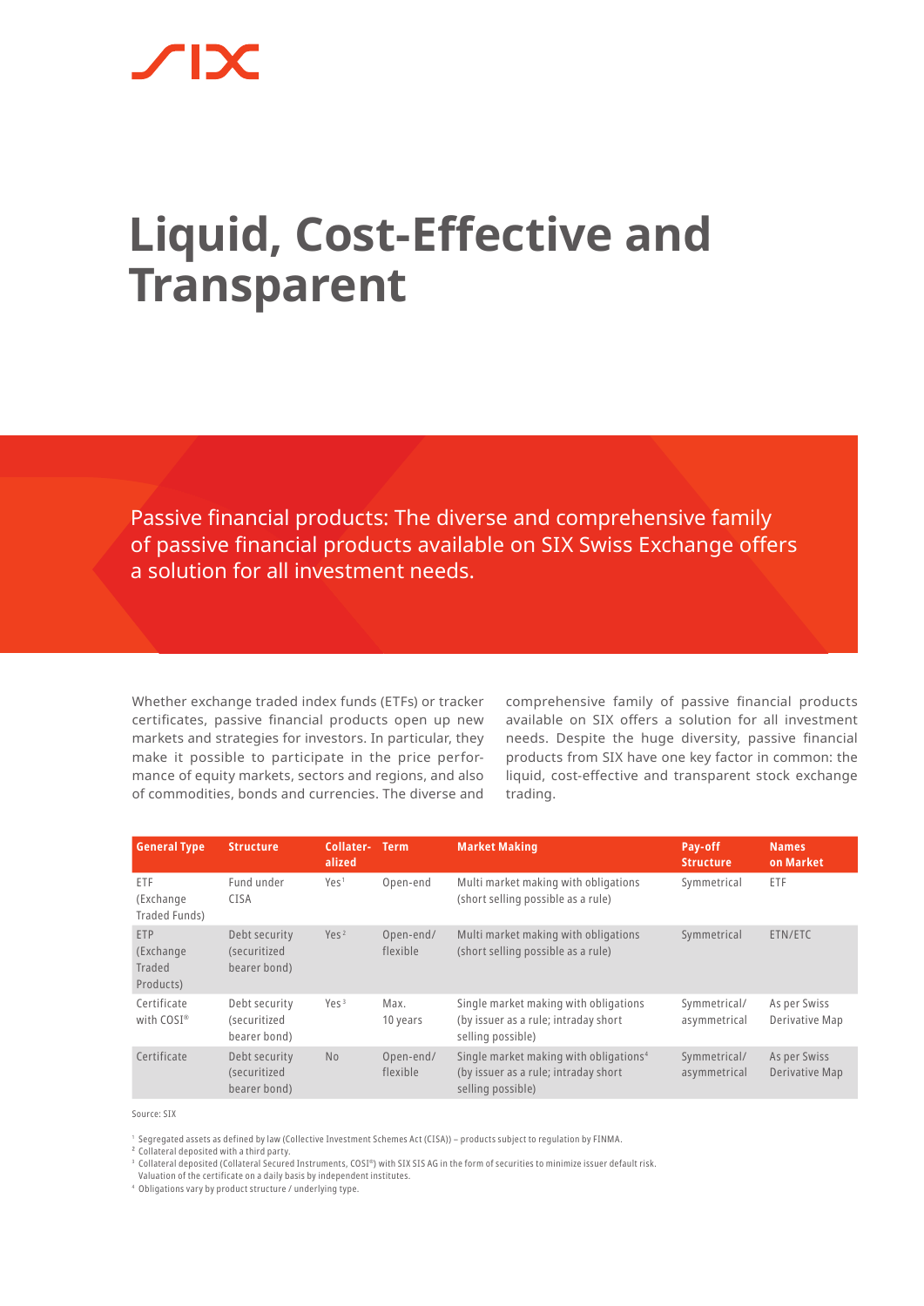# Liquid, Cost-Effective and Transparent

Passive financial products: The diverse and comprehensive family of passive financial products available on SIX Swiss Exchange offers a solution for all investment needs.

Whether exchange traded index funds (ETFs) or tracker certificates, passive financial products open up new markets and strategies for investors. In particular, they make it possible to participate in the price performance of equity markets, sectors and regions, and also of commodities, bonds and currencies. The diverse and comprehensive family of passive financial products available on SIX offers a solution for all investment needs. Despite the huge diversity, passive financial products from SIX have one key factor in common: the liquid, cost-effective and transparent stock exchange trading.

| General Type | Structure | Collateralized | Term | Market Making | Pay-off Structure | Names on Market |
| --- | --- | --- | --- | --- | --- | --- |
| ETF (Exchange Traded Funds) | Fund under CISA | Yes[1] | Open-end | Multi market making with obligations (short selling possible as a rule) | Symmetrical | ETF |
| ETP (Exchange Traded Products) | Debt security (securitized bearer bond) | Yes[2] | Open-end/ flexible | Multi market making with obligations (short selling possible as a rule) | Symmetrical | ETN/ETC |
| Certificate with COSI® | Debt security (securitized bearer bond) | Yes[3] | Max. 10 years | Single market making with obligations (by issuer as a rule; intraday short selling possible) | Symmetrical/ asymmetrical | As per Swiss Derivative Map |
| Certificate | Debt security (securitized bearer bond) | No | Open-end/ flexible | Single market making with obligations[4] (by issuer as a rule; intraday short selling possible) | Symmetrical/ asymmetrical | As per Swiss Derivative Map |

Source: SIX

[1] Segregated assets as defined by law (Collective Investment Schemes Act (CISA)) – products subject to regulation by FINMA.
[2] Collateral deposited with a third party.
[3] Collateral deposited (Collateral Secured Instruments, COSI®) with SIX SIS AG in the form of securities to minimize issuer default risk. Valuation of the certificate on a daily basis by independent institutes.
[4] Obligations vary by product structure / underlying type.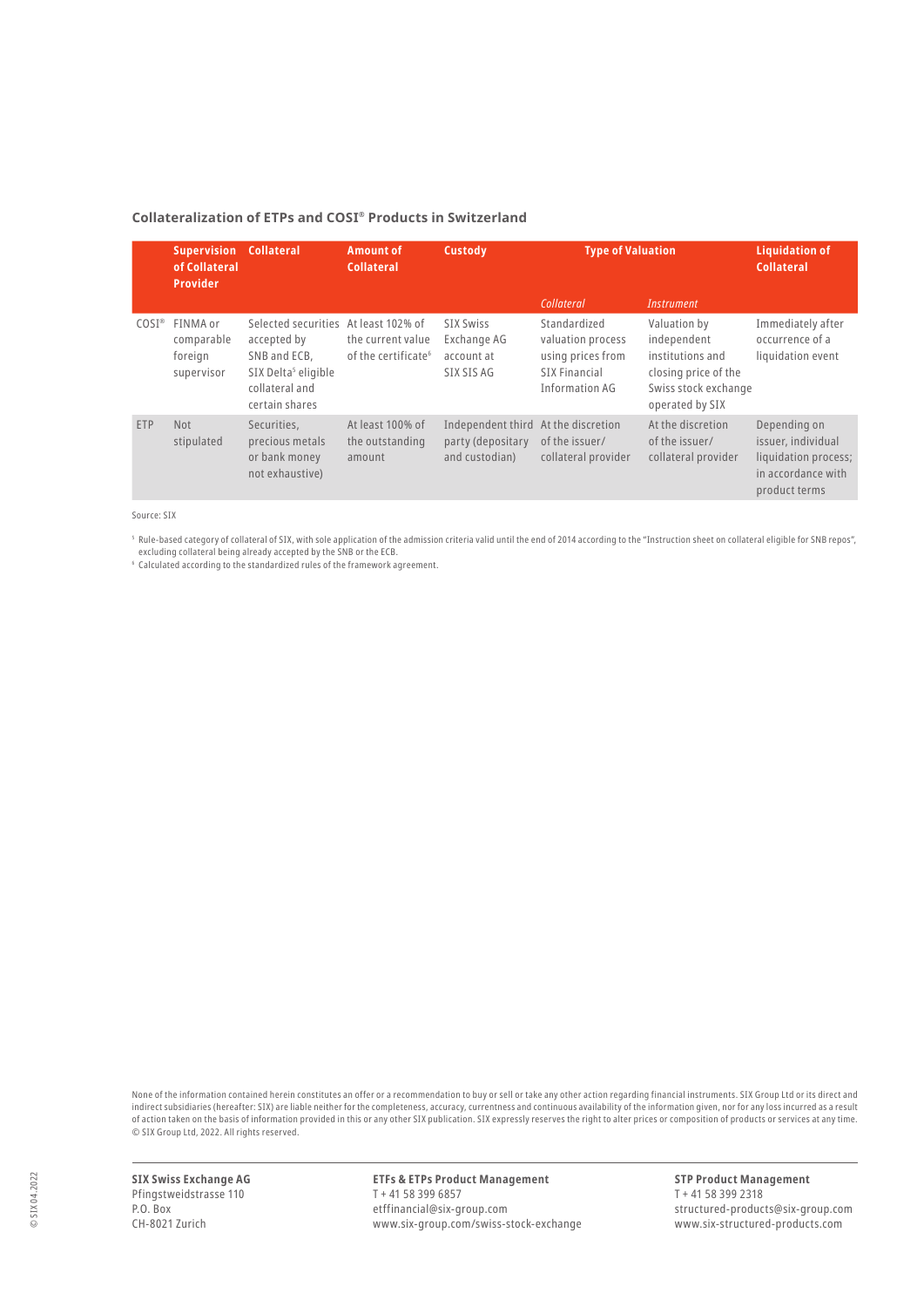## Collateralization of ETPs and COSI® Products in Switzerland

| | Supervision of Collateral Provider | Collateral | Amount of Collateral | Custody | Type of Valuation | | Liquidation of Collateral |
|---|---|---|---|---|---|---|---|
| | | | | | *Collateral* | *Instrument* | |
| COSI® | FINMA or comparable foreign supervisor | Selected securities accepted by SNB and ECB, SIX Delta[5] eligible collateral and certain shares | At least 102% of the current value of the certificate[6] | SIX Swiss Exchange AG account at SIX SIS AG | Standardized valuation process using prices from SIX Financial Information AG | Valuation by independent institutions and closing price of the Swiss stock exchange operated by SIX | Immediately after occurrence of a liquidation event |
| ETP | Not stipulated | Securities, precious metals or bank money not exhaustive) | At least 100% of the outstanding amount | Independent third party (depositary and custodian) | At the discretion of the issuer/ collateral provider | At the discretion of the issuer/ collateral provider | Depending on issuer, individual liquidation process; in accordance with product terms |

Source: SIX

[5] Rule-based category of collateral of SIX, with sole application of the admission criteria valid until the end of 2014 according to the "Instruction sheet on collateral eligible for SNB repos", excluding collateral being already accepted by the SNB or the ECB.

[6] Calculated according to the standardized rules of the framework agreement.

None of the information contained herein constitutes an offer or a recommendation to buy or sell or take any other action regarding financial instruments. SIX Group Ltd or its direct and indirect subsidiaries (hereafter: SIX) are liable neither for the completeness, accuracy, currentness and continuous availability of the information given, nor for any loss incurred as a result of action taken on the basis of information provided in this or any other SIX publication. SIX expressly reserves the right to alter prices or composition of products or services at any time. © SIX Group Ltd, 2022. All rights reserved.

**SIX Swiss Exchange AG**
Pfingstweidstrasse 110
P.O. Box
CH-8021 Zurich

**ETFs & ETPs Product Management**
T + 41 58 399 6857
etffinancial@six-group.com
www.six-group.com/swiss-stock-exchange

**STP Product Management**
T + 41 58 399 2318
structured-products@six-group.com
www.six-structured-products.com

© SIX 04.2022